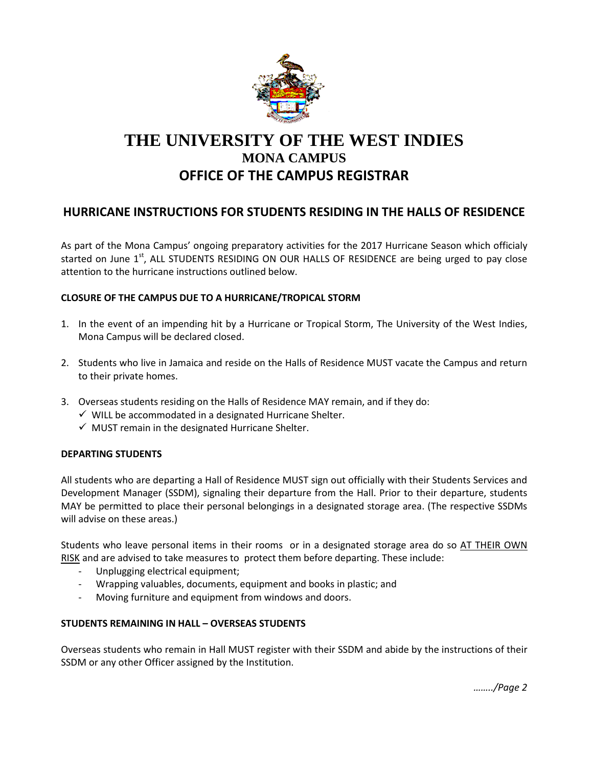# THE UNIVERSITY OF THE WEST INDIES
## MONA CAMPUS
## OFFICE OF THE CAMPUS REGISTRAR

## HURRICANE INSTRUCTIONS FOR STUDENTS RESIDING IN THE HALLS OF RESIDENCE

As part of the Mona Campus' ongoing preparatory activities for the 2017 Hurricane Season which officialy started on June 1st, ALL STUDENTS RESIDING ON OUR HALLS OF RESIDENCE are being urged to pay close attention to the hurricane instructions outlined below.

### CLOSURE OF THE CAMPUS DUE TO A HURRICANE/TROPICAL STORM

1. In the event of an impending hit by a Hurricane or Tropical Storm, The University of the West Indies, Mona Campus will be declared closed.
2. Students who live in Jamaica and reside on the Halls of Residence MUST vacate the Campus and return to their private homes.
3. Overseas students residing on the Halls of Residence MAY remain, and if they do:
   - ✓ WILL be accommodated in a designated Hurricane Shelter.
   - ✓ MUST remain in the designated Hurricane Shelter.

### DEPARTING STUDENTS

All students who are departing a Hall of Residence MUST sign out officially with their Students Services and Development Manager (SSDM), signaling their departure from the Hall. Prior to their departure, students MAY be permitted to place their personal belongings in a designated storage area. (The respective SSDMs will advise on these areas.)

Students who leave personal items in their rooms or in a designated storage area do so AT THEIR OWN RISK and are advised to take measures to protect them before departing. These include:

- Unplugging electrical equipment;
- Wrapping valuables, documents, equipment and books in plastic; and
- Moving furniture and equipment from windows and doors.

### STUDENTS REMAINING IN HALL – OVERSEAS STUDENTS

Overseas students who remain in Hall MUST register with their SSDM and abide by the instructions of their SSDM or any other Officer assigned by the Institution.

*......../Page 2*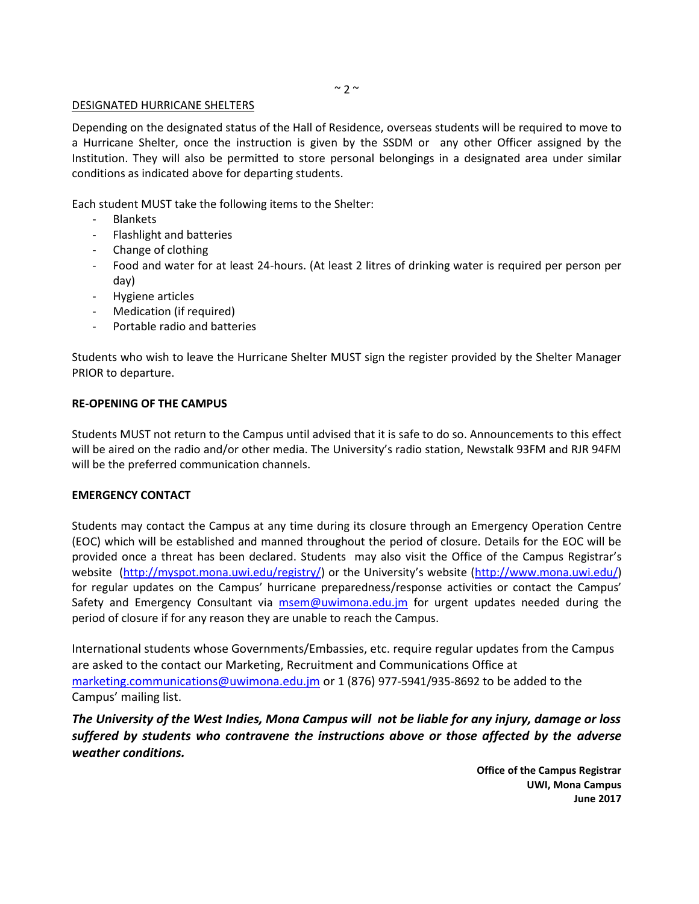## DESIGNATED HURRICANE SHELTERS

Depending on the designated status of the Hall of Residence, overseas students will be required to move to a Hurricane Shelter, once the instruction is given by the SSDM or any other Officer assigned by the Institution. They will also be permitted to store personal belongings in a designated area under similar conditions as indicated above for departing students.

Each student MUST take the following items to the Shelter:

- Blankets
- Flashlight and batteries
- Change of clothing
- Food and water for at least 24-hours. (At least 2 litres of drinking water is required per person per day)
- Hygiene articles
- Medication (if required)
- Portable radio and batteries

Students who wish to leave the Hurricane Shelter MUST sign the register provided by the Shelter Manager PRIOR to departure.

## RE-OPENING OF THE CAMPUS

Students MUST not return to the Campus until advised that it is safe to do so. Announcements to this effect will be aired on the radio and/or other media. The University's radio station, Newstalk 93FM and RJR 94FM will be the preferred communication channels.

## EMERGENCY CONTACT

Students may contact the Campus at any time during its closure through an Emergency Operation Centre (EOC) which will be established and manned throughout the period of closure. Details for the EOC will be provided once a threat has been declared. Students may also visit the Office of the Campus Registrar's website (http://myspot.mona.uwi.edu/registry/) or the University's website (http://www.mona.uwi.edu/) for regular updates on the Campus' hurricane preparedness/response activities or contact the Campus' Safety and Emergency Consultant via msem@uwimona.edu.jm for urgent updates needed during the period of closure if for any reason they are unable to reach the Campus.

International students whose Governments/Embassies, etc. require regular updates from the Campus are asked to the contact our Marketing, Recruitment and Communications Office at marketing.communications@uwimona.edu.jm or 1 (876) 977-5941/935-8692 to be added to the Campus' mailing list.

***The University of the West Indies, Mona Campus will not be liable for any injury, damage or loss suffered by students who contravene the instructions above or those affected by the adverse weather conditions.***

**Office of the Campus Registrar**
**UWI, Mona Campus**
**June 2017**